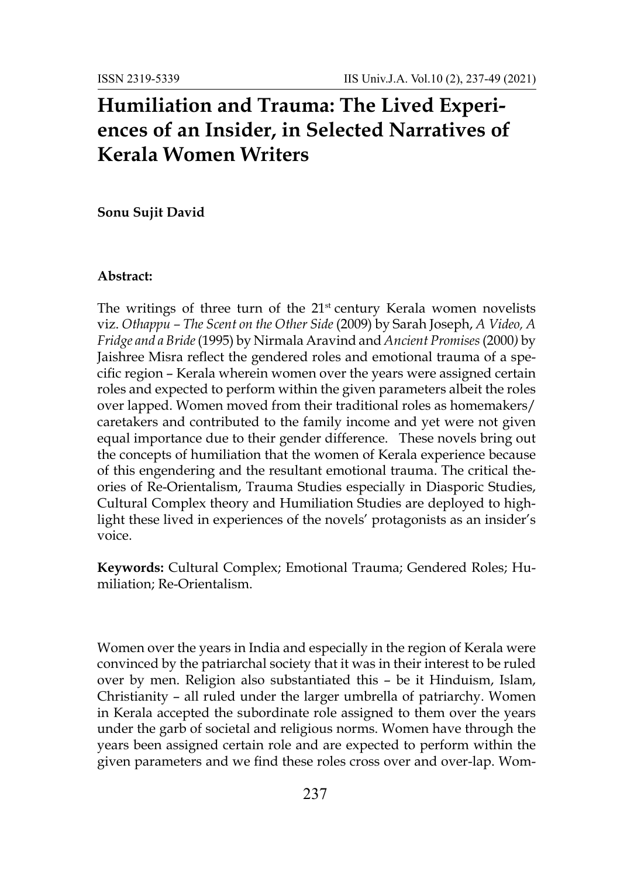# Humiliation and Trauma: The Lived Experiences of an Insider, in Selected Narratives of Kerala Women Writers

**Sonu Sujit David**

**Abstract:**

The writings of three turn of the 21st century Kerala women novelists viz. *Othappu – The Scent on the Other Side* (2009) by Sarah Joseph, *A Video, A Fridge and a Bride* (1995) by Nirmala Aravind and *Ancient Promises* (2000) by Jaishree Misra reflect the gendered roles and emotional trauma of a specific region – Kerala wherein women over the years were assigned certain roles and expected to perform within the given parameters albeit the roles over lapped. Women moved from their traditional roles as homemakers/ caretakers and contributed to the family income and yet were not given equal importance due to their gender difference. These novels bring out the concepts of humiliation that the women of Kerala experience because of this engendering and the resultant emotional trauma. The critical theories of Re-Orientalism, Trauma Studies especially in Diasporic Studies, Cultural Complex theory and Humiliation Studies are deployed to highlight these lived in experiences of the novels' protagonists as an insider's voice.

**Keywords:** Cultural Complex; Emotional Trauma; Gendered Roles; Humiliation; Re-Orientalism.

Women over the years in India and especially in the region of Kerala were convinced by the patriarchal society that it was in their interest to be ruled over by men. Religion also substantiated this – be it Hinduism, Islam, Christianity – all ruled under the larger umbrella of patriarchy. Women in Kerala accepted the subordinate role assigned to them over the years under the garb of societal and religious norms. Women have through the years been assigned certain role and are expected to perform within the given parameters and we find these roles cross over and over-lap. Wom-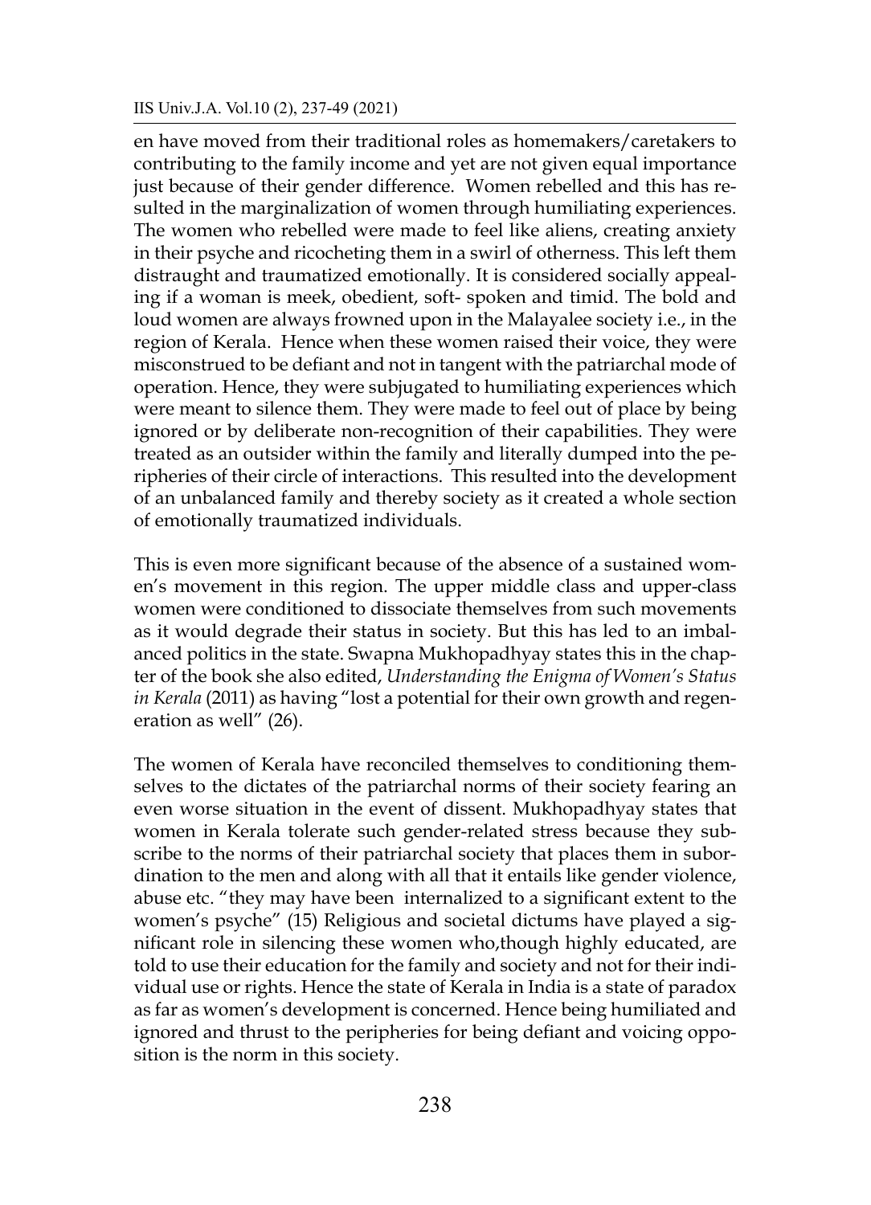en have moved from their traditional roles as homemakers/caretakers to contributing to the family income and yet are not given equal importance just because of their gender difference. Women rebelled and this has resulted in the marginalization of women through humiliating experiences. The women who rebelled were made to feel like aliens, creating anxiety in their psyche and ricocheting them in a swirl of otherness. This left them distraught and traumatized emotionally. It is considered socially appealing if a woman is meek, obedient, soft- spoken and timid. The bold and loud women are always frowned upon in the Malayalee society i.e., in the region of Kerala. Hence when these women raised their voice, they were misconstrued to be defiant and not in tangent with the patriarchal mode of operation. Hence, they were subjugated to humiliating experiences which were meant to silence them. They were made to feel out of place by being ignored or by deliberate non-recognition of their capabilities. They were treated as an outsider within the family and literally dumped into the peripheries of their circle of interactions. This resulted into the development of an unbalanced family and thereby society as it created a whole section of emotionally traumatized individuals.

This is even more significant because of the absence of a sustained women's movement in this region. The upper middle class and upper-class women were conditioned to dissociate themselves from such movements as it would degrade their status in society. But this has led to an imbalanced politics in the state. Swapna Mukhopadhyay states this in the chapter of the book she also edited, *Understanding the Enigma of Women's Status in Kerala* (2011) as having "lost a potential for their own growth and regeneration as well" (26).

The women of Kerala have reconciled themselves to conditioning themselves to the dictates of the patriarchal norms of their society fearing an even worse situation in the event of dissent. Mukhopadhyay states that women in Kerala tolerate such gender-related stress because they subscribe to the norms of their patriarchal society that places them in subordination to the men and along with all that it entails like gender violence, abuse etc. "they may have been internalized to a significant extent to the women's psyche" (15) Religious and societal dictums have played a significant role in silencing these women who,though highly educated, are told to use their education for the family and society and not for their individual use or rights. Hence the state of Kerala in India is a state of paradox as far as women's development is concerned. Hence being humiliated and ignored and thrust to the peripheries for being defiant and voicing opposition is the norm in this society.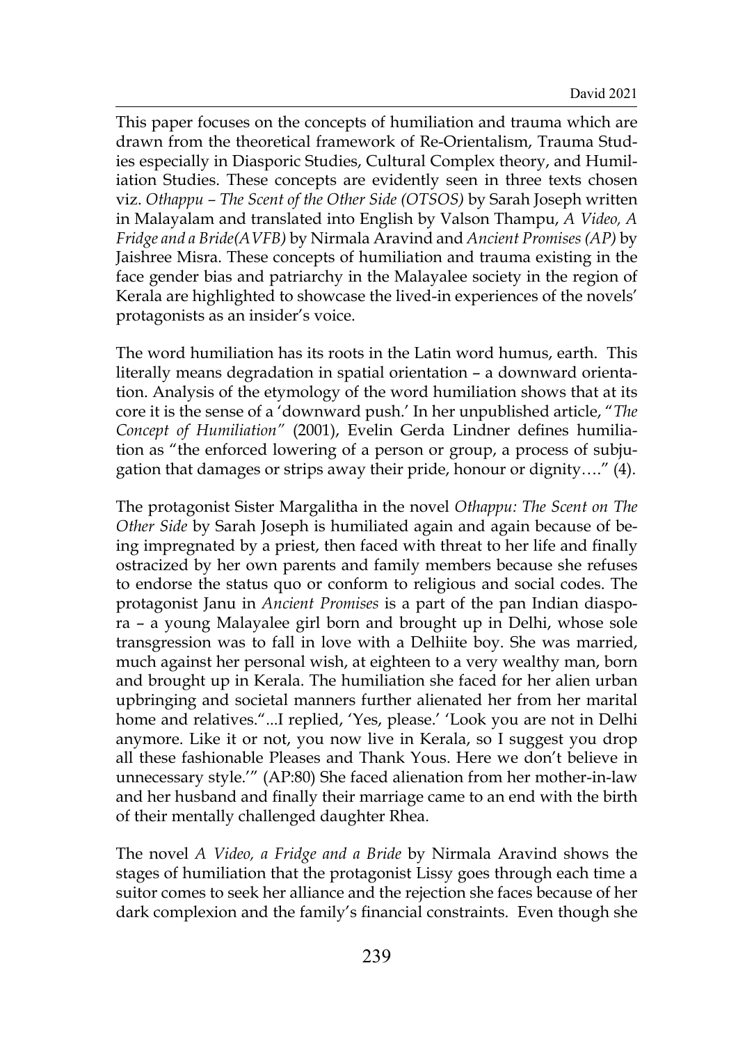This paper focuses on the concepts of humiliation and trauma which are drawn from the theoretical framework of Re-Orientalism, Trauma Studies especially in Diasporic Studies, Cultural Complex theory, and Humiliation Studies. These concepts are evidently seen in three texts chosen viz. *Othappu – The Scent of the Other Side (OTSOS)* by Sarah Joseph written in Malayalam and translated into English by Valson Thampu, *A Video, A Fridge and a Bride(AVFB)* by Nirmala Aravind and *Ancient Promises (AP)* by Jaishree Misra. These concepts of humiliation and trauma existing in the face gender bias and patriarchy in the Malayalee society in the region of Kerala are highlighted to showcase the lived-in experiences of the novels' protagonists as an insider's voice.

The word humiliation has its roots in the Latin word humus, earth. This literally means degradation in spatial orientation – a downward orientation. Analysis of the etymology of the word humiliation shows that at its core it is the sense of a 'downward push.' In her unpublished article, "*The Concept of Humiliation"* (2001), Evelin Gerda Lindner defines humiliation as "the enforced lowering of a person or group, a process of subjugation that damages or strips away their pride, honour or dignity…." (4).

The protagonist Sister Margalitha in the novel *Othappu: The Scent on The Other Side* by Sarah Joseph is humiliated again and again because of being impregnated by a priest, then faced with threat to her life and finally ostracized by her own parents and family members because she refuses to endorse the status quo or conform to religious and social codes. The protagonist Janu in *Ancient Promises* is a part of the pan Indian diaspora – a young Malayalee girl born and brought up in Delhi, whose sole transgression was to fall in love with a Delhiite boy. She was married, much against her personal wish, at eighteen to a very wealthy man, born and brought up in Kerala. The humiliation she faced for her alien urban upbringing and societal manners further alienated her from her marital home and relatives."...I replied, 'Yes, please.' 'Look you are not in Delhi anymore. Like it or not, you now live in Kerala, so I suggest you drop all these fashionable Pleases and Thank Yous. Here we don't believe in unnecessary style.'" (AP:80) She faced alienation from her mother-in-law and her husband and finally their marriage came to an end with the birth of their mentally challenged daughter Rhea.

The novel *A Video, a Fridge and a Bride* by Nirmala Aravind shows the stages of humiliation that the protagonist Lissy goes through each time a suitor comes to seek her alliance and the rejection she faces because of her dark complexion and the family's financial constraints. Even though she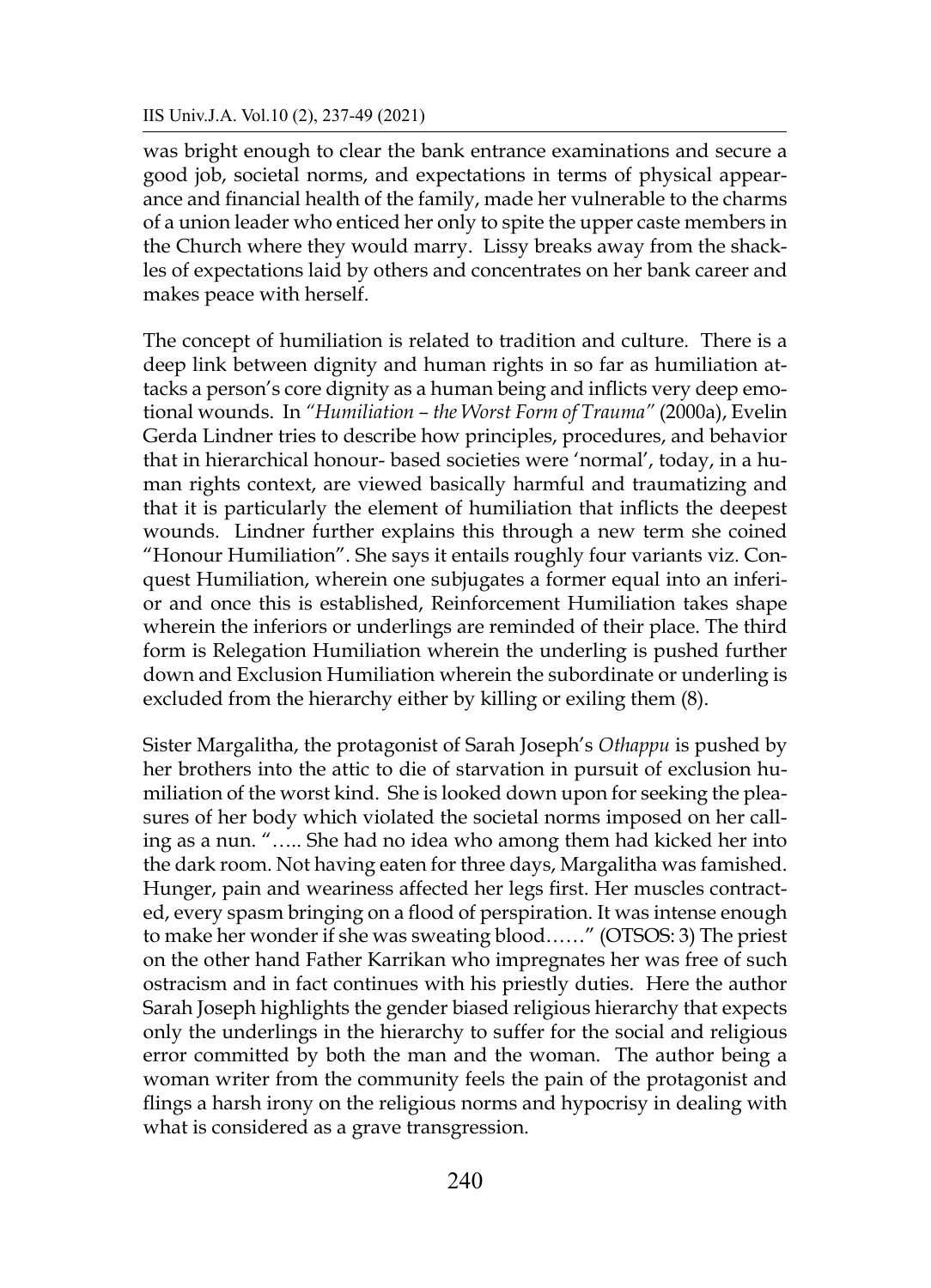was bright enough to clear the bank entrance examinations and secure a good job, societal norms, and expectations in terms of physical appearance and financial health of the family, made her vulnerable to the charms of a union leader who enticed her only to spite the upper caste members in the Church where they would marry. Lissy breaks away from the shackles of expectations laid by others and concentrates on her bank career and makes peace with herself.

The concept of humiliation is related to tradition and culture. There is a deep link between dignity and human rights in so far as humiliation attacks a person's core dignity as a human being and inflicts very deep emotional wounds. In *"Humiliation – the Worst Form of Trauma"* (2000a), Evelin Gerda Lindner tries to describe how principles, procedures, and behavior that in hierarchical honour- based societies were 'normal', today, in a human rights context, are viewed basically harmful and traumatizing and that it is particularly the element of humiliation that inflicts the deepest wounds. Lindner further explains this through a new term she coined "Honour Humiliation". She says it entails roughly four variants viz. Conquest Humiliation, wherein one subjugates a former equal into an inferior and once this is established, Reinforcement Humiliation takes shape wherein the inferiors or underlings are reminded of their place. The third form is Relegation Humiliation wherein the underling is pushed further down and Exclusion Humiliation wherein the subordinate or underling is excluded from the hierarchy either by killing or exiling them (8).

Sister Margalitha, the protagonist of Sarah Joseph's *Othappu* is pushed by her brothers into the attic to die of starvation in pursuit of exclusion humiliation of the worst kind. She is looked down upon for seeking the pleasures of her body which violated the societal norms imposed on her calling as a nun. "….. She had no idea who among them had kicked her into the dark room. Not having eaten for three days, Margalitha was famished. Hunger, pain and weariness affected her legs first. Her muscles contracted, every spasm bringing on a flood of perspiration. It was intense enough to make her wonder if she was sweating blood……" (OTSOS: 3) The priest on the other hand Father Karrikan who impregnates her was free of such ostracism and in fact continues with his priestly duties. Here the author Sarah Joseph highlights the gender biased religious hierarchy that expects only the underlings in the hierarchy to suffer for the social and religious error committed by both the man and the woman. The author being a woman writer from the community feels the pain of the protagonist and flings a harsh irony on the religious norms and hypocrisy in dealing with what is considered as a grave transgression.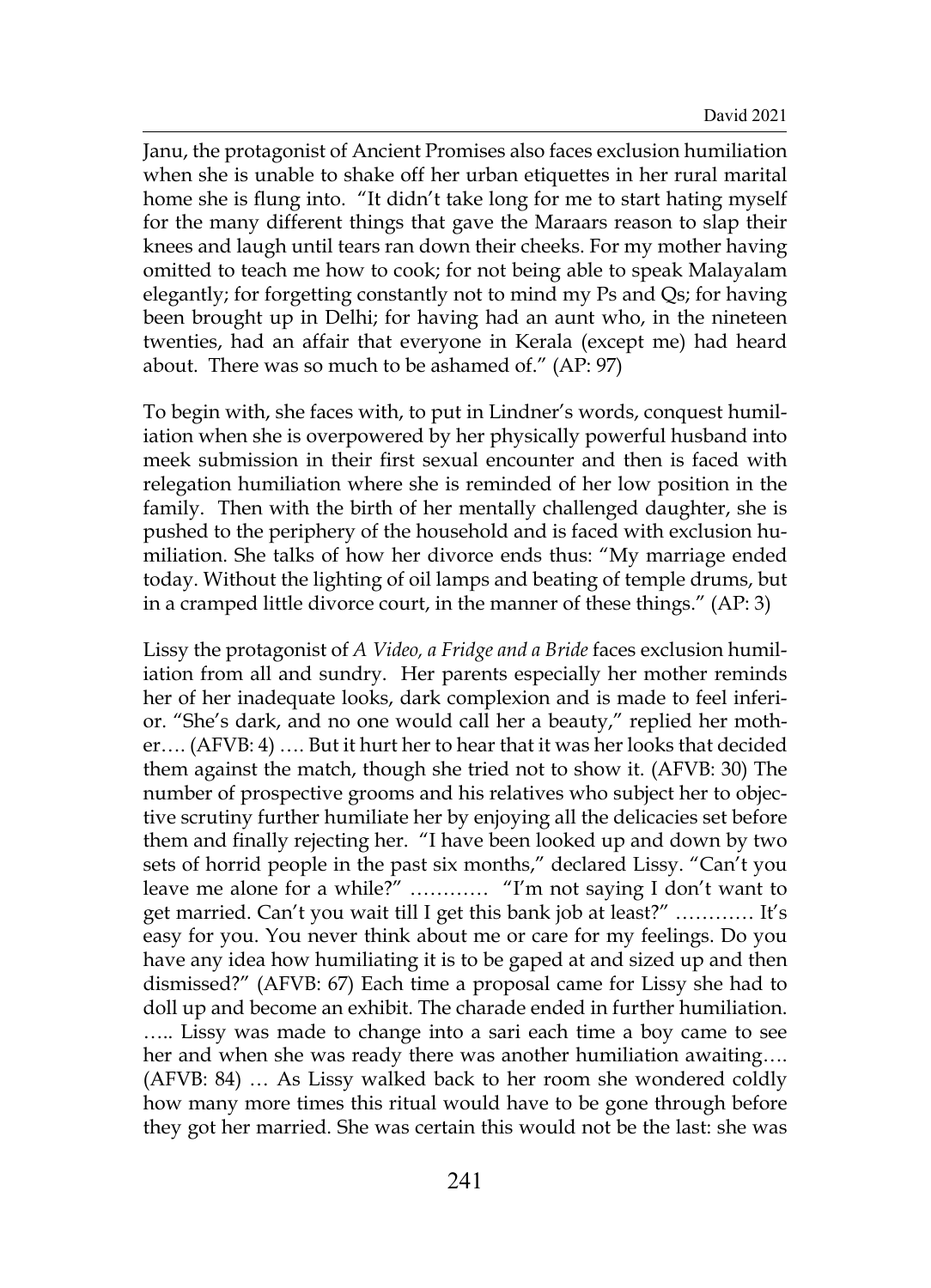Janu, the protagonist of Ancient Promises also faces exclusion humiliation when she is unable to shake off her urban etiquettes in her rural marital home she is flung into. "It didn't take long for me to start hating myself for the many different things that gave the Maraars reason to slap their knees and laugh until tears ran down their cheeks. For my mother having omitted to teach me how to cook; for not being able to speak Malayalam elegantly; for forgetting constantly not to mind my Ps and Qs; for having been brought up in Delhi; for having had an aunt who, in the nineteen twenties, had an affair that everyone in Kerala (except me) had heard about. There was so much to be ashamed of." (AP: 97)

To begin with, she faces with, to put in Lindner's words, conquest humiliation when she is overpowered by her physically powerful husband into meek submission in their first sexual encounter and then is faced with relegation humiliation where she is reminded of her low position in the family. Then with the birth of her mentally challenged daughter, she is pushed to the periphery of the household and is faced with exclusion humiliation. She talks of how her divorce ends thus: "My marriage ended today. Without the lighting of oil lamps and beating of temple drums, but in a cramped little divorce court, in the manner of these things." (AP: 3)

Lissy the protagonist of *A Video, a Fridge and a Bride* faces exclusion humiliation from all and sundry. Her parents especially her mother reminds her of her inadequate looks, dark complexion and is made to feel inferior. "She's dark, and no one would call her a beauty," replied her mother…. (AFVB: 4) …. But it hurt her to hear that it was her looks that decided them against the match, though she tried not to show it. (AFVB: 30) The number of prospective grooms and his relatives who subject her to objective scrutiny further humiliate her by enjoying all the delicacies set before them and finally rejecting her. "I have been looked up and down by two sets of horrid people in the past six months," declared Lissy. "Can't you leave me alone for a while?" ………… "I'm not saying I don't want to get married. Can't you wait till I get this bank job at least?" ………… It's easy for you. You never think about me or care for my feelings. Do you have any idea how humiliating it is to be gaped at and sized up and then dismissed?" (AFVB: 67) Each time a proposal came for Lissy she had to doll up and become an exhibit. The charade ended in further humiliation. ….. Lissy was made to change into a sari each time a boy came to see her and when she was ready there was another humiliation awaiting…. (AFVB: 84) … As Lissy walked back to her room she wondered coldly how many more times this ritual would have to be gone through before they got her married. She was certain this would not be the last: she was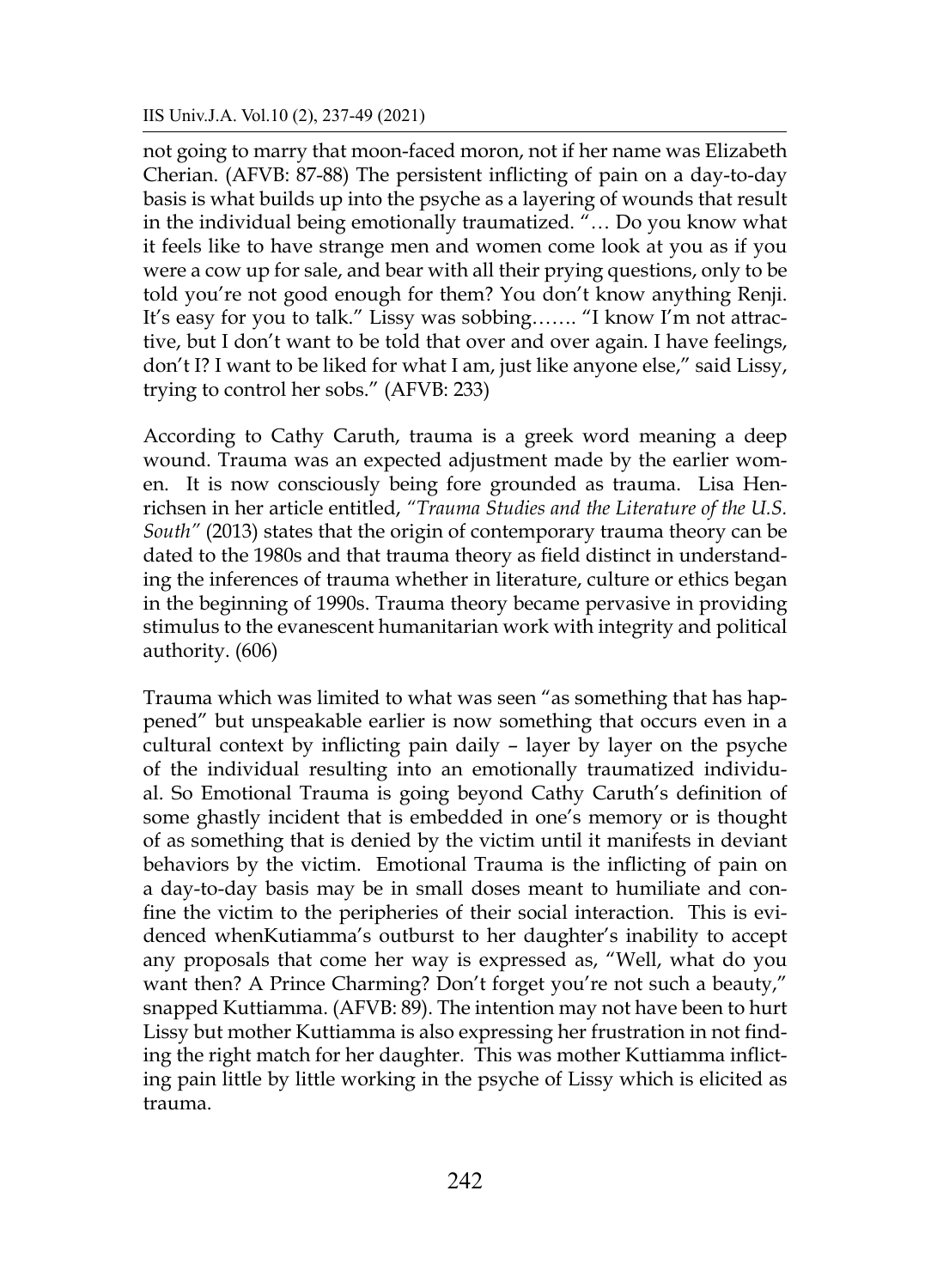not going to marry that moon-faced moron, not if her name was Elizabeth Cherian. (AFVB: 87-88) The persistent inflicting of pain on a day-to-day basis is what builds up into the psyche as a layering of wounds that result in the individual being emotionally traumatized. "… Do you know what it feels like to have strange men and women come look at you as if you were a cow up for sale, and bear with all their prying questions, only to be told you're not good enough for them? You don't know anything Renji. It's easy for you to talk." Lissy was sobbing……. "I know I'm not attractive, but I don't want to be told that over and over again. I have feelings, don't I? I want to be liked for what I am, just like anyone else," said Lissy, trying to control her sobs." (AFVB: 233)

According to Cathy Caruth, trauma is a greek word meaning a deep wound. Trauma was an expected adjustment made by the earlier women. It is now consciously being fore grounded as trauma. Lisa Henrichsen in her article entitled, *"Trauma Studies and the Literature of the U.S. South"* (2013) states that the origin of contemporary trauma theory can be dated to the 1980s and that trauma theory as field distinct in understanding the inferences of trauma whether in literature, culture or ethics began in the beginning of 1990s. Trauma theory became pervasive in providing stimulus to the evanescent humanitarian work with integrity and political authority. (606)

Trauma which was limited to what was seen "as something that has happened" but unspeakable earlier is now something that occurs even in a cultural context by inflicting pain daily – layer by layer on the psyche of the individual resulting into an emotionally traumatized individual. So Emotional Trauma is going beyond Cathy Caruth's definition of some ghastly incident that is embedded in one's memory or is thought of as something that is denied by the victim until it manifests in deviant behaviors by the victim. Emotional Trauma is the inflicting of pain on a day-to-day basis may be in small doses meant to humiliate and confine the victim to the peripheries of their social interaction. This is evidenced whenKutiamma's outburst to her daughter's inability to accept any proposals that come her way is expressed as, "Well, what do you want then? A Prince Charming? Don't forget you're not such a beauty," snapped Kuttiamma. (AFVB: 89). The intention may not have been to hurt Lissy but mother Kuttiamma is also expressing her frustration in not finding the right match for her daughter. This was mother Kuttiamma inflicting pain little by little working in the psyche of Lissy which is elicited as trauma.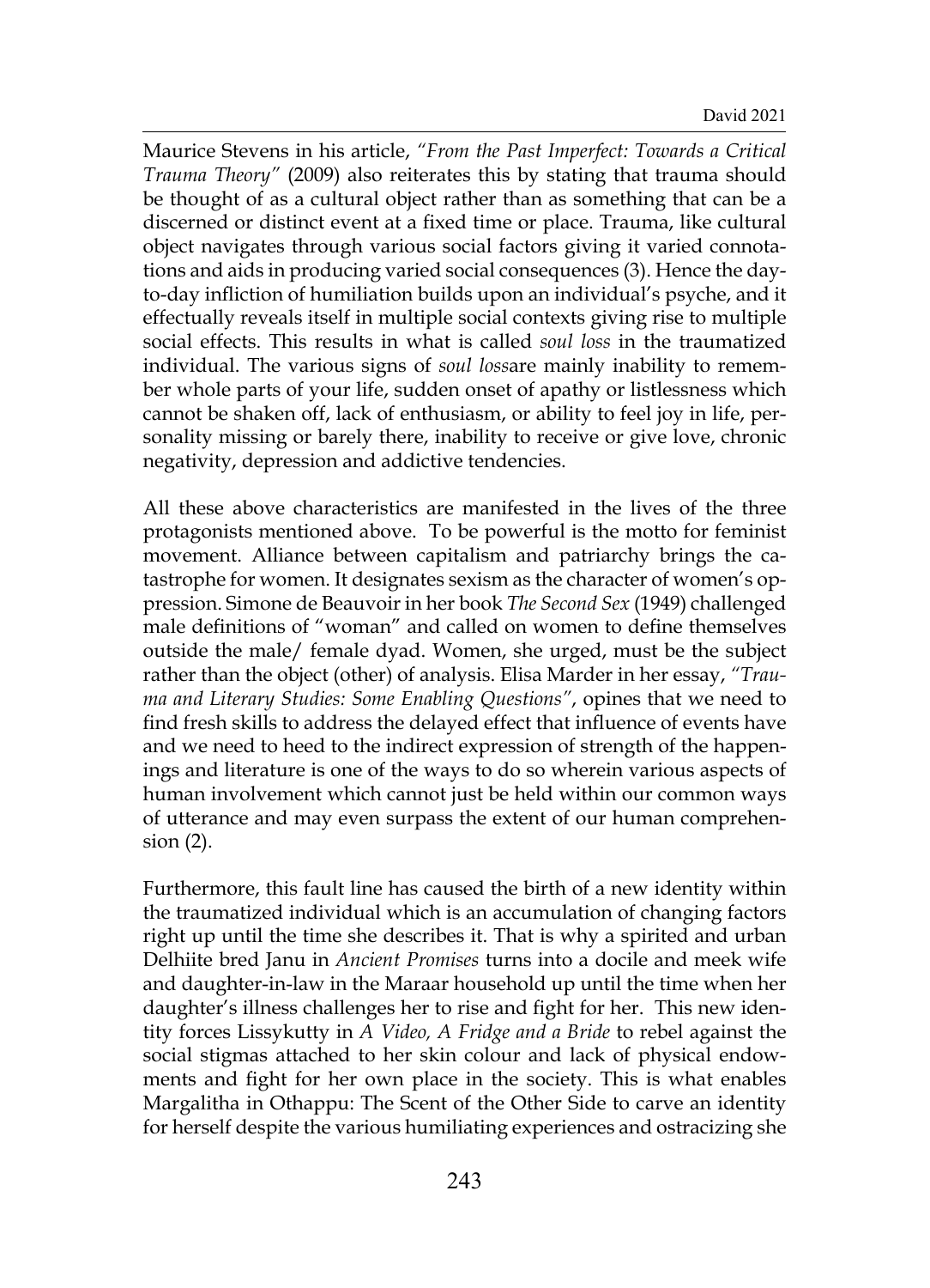Maurice Stevens in his article, *"From the Past Imperfect: Towards a Critical Trauma Theory"* (2009) also reiterates this by stating that trauma should be thought of as a cultural object rather than as something that can be a discerned or distinct event at a fixed time or place. Trauma, like cultural object navigates through various social factors giving it varied connotations and aids in producing varied social consequences (3). Hence the day-to-day infliction of humiliation builds upon an individual's psyche, and it effectually reveals itself in multiple social contexts giving rise to multiple social effects. This results in what is called *soul loss* in the traumatized individual. The various signs of *soul loss*are mainly inability to remember whole parts of your life, sudden onset of apathy or listlessness which cannot be shaken off, lack of enthusiasm, or ability to feel joy in life, personality missing or barely there, inability to receive or give love, chronic negativity, depression and addictive tendencies.

All these above characteristics are manifested in the lives of the three protagonists mentioned above. To be powerful is the motto for feminist movement. Alliance between capitalism and patriarchy brings the catastrophe for women. It designates sexism as the character of women's oppression. Simone de Beauvoir in her book *The Second Sex* (1949) challenged male definitions of "woman" and called on women to define themselves outside the male/ female dyad. Women, she urged, must be the subject rather than the object (other) of analysis. Elisa Marder in her essay, *"Trauma and Literary Studies: Some Enabling Questions"*, opines that we need to find fresh skills to address the delayed effect that influence of events have and we need to heed to the indirect expression of strength of the happenings and literature is one of the ways to do so wherein various aspects of human involvement which cannot just be held within our common ways of utterance and may even surpass the extent of our human comprehension (2).

Furthermore, this fault line has caused the birth of a new identity within the traumatized individual which is an accumulation of changing factors right up until the time she describes it. That is why a spirited and urban Delhiite bred Janu in *Ancient Promises* turns into a docile and meek wife and daughter-in-law in the Maraar household up until the time when her daughter's illness challenges her to rise and fight for her. This new identity forces Lissykutty in *A Video, A Fridge and a Bride* to rebel against the social stigmas attached to her skin colour and lack of physical endowments and fight for her own place in the society. This is what enables Margalitha in Othappu: The Scent of the Other Side to carve an identity for herself despite the various humiliating experiences and ostracizing she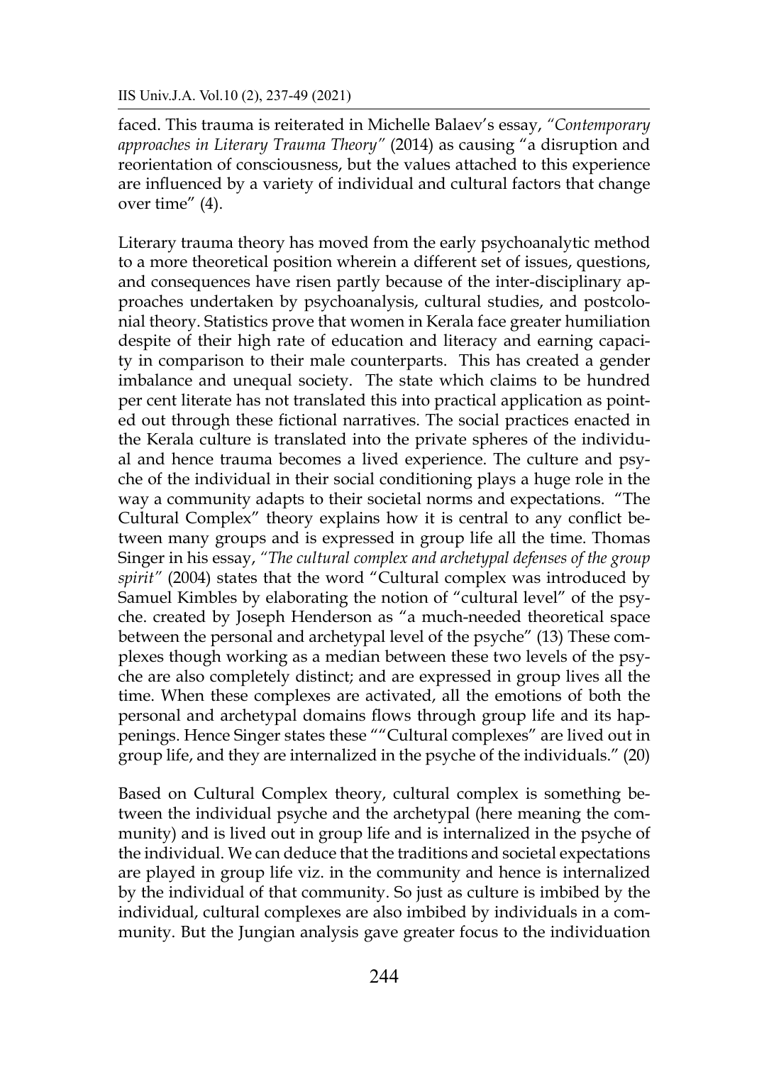faced. This trauma is reiterated in Michelle Balaev's essay, *"Contemporary approaches in Literary Trauma Theory"* (2014) as causing "a disruption and reorientation of consciousness, but the values attached to this experience are influenced by a variety of individual and cultural factors that change over time" (4).

Literary trauma theory has moved from the early psychoanalytic method to a more theoretical position wherein a different set of issues, questions, and consequences have risen partly because of the inter-disciplinary approaches undertaken by psychoanalysis, cultural studies, and postcolonial theory. Statistics prove that women in Kerala face greater humiliation despite of their high rate of education and literacy and earning capacity in comparison to their male counterparts. This has created a gender imbalance and unequal society. The state which claims to be hundred per cent literate has not translated this into practical application as pointed out through these fictional narratives. The social practices enacted in the Kerala culture is translated into the private spheres of the individual and hence trauma becomes a lived experience. The culture and psyche of the individual in their social conditioning plays a huge role in the way a community adapts to their societal norms and expectations. "The Cultural Complex" theory explains how it is central to any conflict between many groups and is expressed in group life all the time. Thomas Singer in his essay, *"The cultural complex and archetypal defenses of the group spirit"* (2004) states that the word "Cultural complex was introduced by Samuel Kimbles by elaborating the notion of "cultural level" of the psyche. created by Joseph Henderson as "a much-needed theoretical space between the personal and archetypal level of the psyche" (13) These complexes though working as a median between these two levels of the psyche are also completely distinct; and are expressed in group lives all the time. When these complexes are activated, all the emotions of both the personal and archetypal domains flows through group life and its happenings. Hence Singer states these ""Cultural complexes" are lived out in group life, and they are internalized in the psyche of the individuals." (20)

Based on Cultural Complex theory, cultural complex is something between the individual psyche and the archetypal (here meaning the community) and is lived out in group life and is internalized in the psyche of the individual. We can deduce that the traditions and societal expectations are played in group life viz. in the community and hence is internalized by the individual of that community. So just as culture is imbibed by the individual, cultural complexes are also imbibed by individuals in a community. But the Jungian analysis gave greater focus to the individuation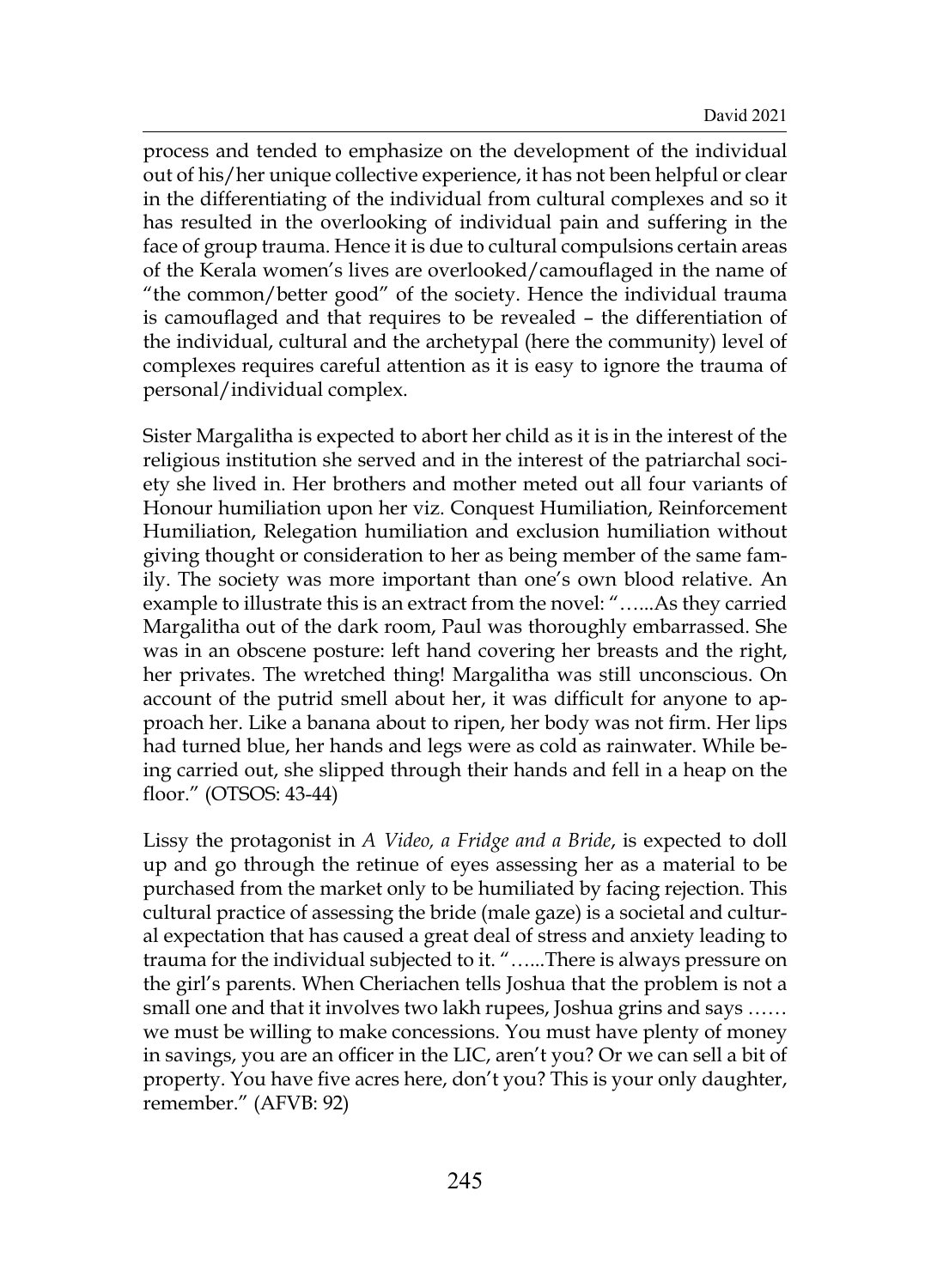process and tended to emphasize on the development of the individual out of his/her unique collective experience, it has not been helpful or clear in the differentiating of the individual from cultural complexes and so it has resulted in the overlooking of individual pain and suffering in the face of group trauma. Hence it is due to cultural compulsions certain areas of the Kerala women's lives are overlooked/camouflaged in the name of "the common/better good" of the society. Hence the individual trauma is camouflaged and that requires to be revealed – the differentiation of the individual, cultural and the archetypal (here the community) level of complexes requires careful attention as it is easy to ignore the trauma of personal/individual complex.

Sister Margalitha is expected to abort her child as it is in the interest of the religious institution she served and in the interest of the patriarchal society she lived in. Her brothers and mother meted out all four variants of Honour humiliation upon her viz. Conquest Humiliation, Reinforcement Humiliation, Relegation humiliation and exclusion humiliation without giving thought or consideration to her as being member of the same family. The society was more important than one's own blood relative. An example to illustrate this is an extract from the novel: "…...As they carried Margalitha out of the dark room, Paul was thoroughly embarrassed. She was in an obscene posture: left hand covering her breasts and the right, her privates. The wretched thing! Margalitha was still unconscious. On account of the putrid smell about her, it was difficult for anyone to approach her. Like a banana about to ripen, her body was not firm. Her lips had turned blue, her hands and legs were as cold as rainwater. While being carried out, she slipped through their hands and fell in a heap on the floor." (OTSOS: 43-44)

Lissy the protagonist in *A Video, a Fridge and a Bride*, is expected to doll up and go through the retinue of eyes assessing her as a material to be purchased from the market only to be humiliated by facing rejection. This cultural practice of assessing the bride (male gaze) is a societal and cultural expectation that has caused a great deal of stress and anxiety leading to trauma for the individual subjected to it. "…...There is always pressure on the girl's parents. When Cheriachen tells Joshua that the problem is not a small one and that it involves two lakh rupees, Joshua grins and says …… we must be willing to make concessions. You must have plenty of money in savings, you are an officer in the LIC, aren't you? Or we can sell a bit of property. You have five acres here, don't you? This is your only daughter, remember." (AFVB: 92)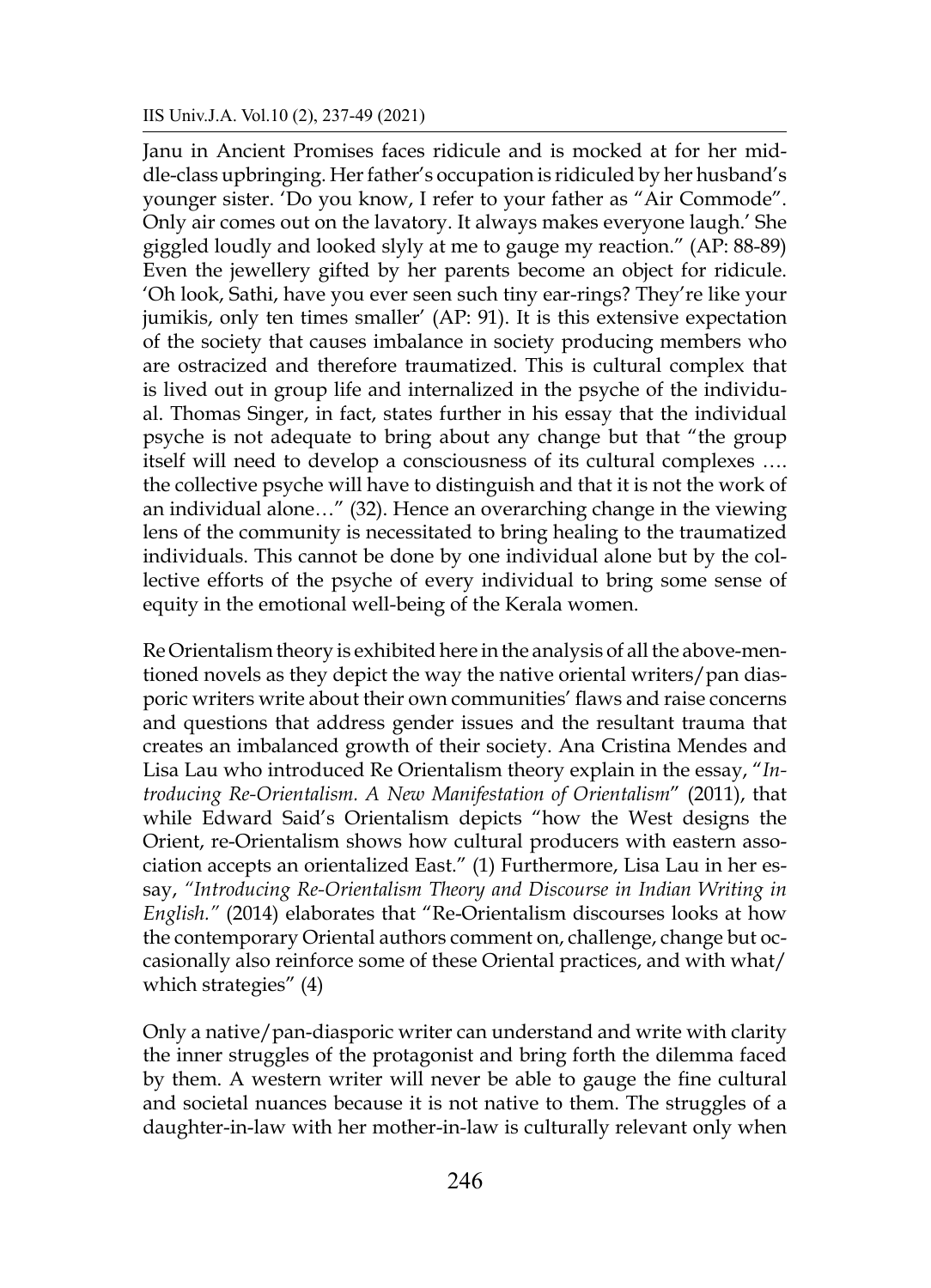Janu in Ancient Promises faces ridicule and is mocked at for her middle-class upbringing. Her father's occupation is ridiculed by her husband's younger sister. 'Do you know, I refer to your father as "Air Commode". Only air comes out on the lavatory. It always makes everyone laugh.' She giggled loudly and looked slyly at me to gauge my reaction." (AP: 88-89) Even the jewellery gifted by her parents become an object for ridicule. 'Oh look, Sathi, have you ever seen such tiny ear-rings? They're like your jumikis, only ten times smaller' (AP: 91). It is this extensive expectation of the society that causes imbalance in society producing members who are ostracized and therefore traumatized. This is cultural complex that is lived out in group life and internalized in the psyche of the individual. Thomas Singer, in fact, states further in his essay that the individual psyche is not adequate to bring about any change but that "the group itself will need to develop a consciousness of its cultural complexes …. the collective psyche will have to distinguish and that it is not the work of an individual alone…" (32). Hence an overarching change in the viewing lens of the community is necessitated to bring healing to the traumatized individuals. This cannot be done by one individual alone but by the collective efforts of the psyche of every individual to bring some sense of equity in the emotional well-being of the Kerala women.

Re Orientalism theory is exhibited here in the analysis of all the above-mentioned novels as they depict the way the native oriental writers/pan diasporic writers write about their own communities' flaws and raise concerns and questions that address gender issues and the resultant trauma that creates an imbalanced growth of their society. Ana Cristina Mendes and Lisa Lau who introduced Re Orientalism theory explain in the essay, "*Introducing Re-Orientalism. A New Manifestation of Orientalism*" (2011), that while Edward Said's Orientalism depicts "how the West designs the Orient, re-Orientalism shows how cultural producers with eastern association accepts an orientalized East." (1) Furthermore, Lisa Lau in her essay, *"Introducing Re-Orientalism Theory and Discourse in Indian Writing in English."* (2014) elaborates that "Re-Orientalism discourses looks at how the contemporary Oriental authors comment on, challenge, change but occasionally also reinforce some of these Oriental practices, and with what/which strategies" (4)

Only a native/pan-diasporic writer can understand and write with clarity the inner struggles of the protagonist and bring forth the dilemma faced by them. A western writer will never be able to gauge the fine cultural and societal nuances because it is not native to them. The struggles of a daughter-in-law with her mother-in-law is culturally relevant only when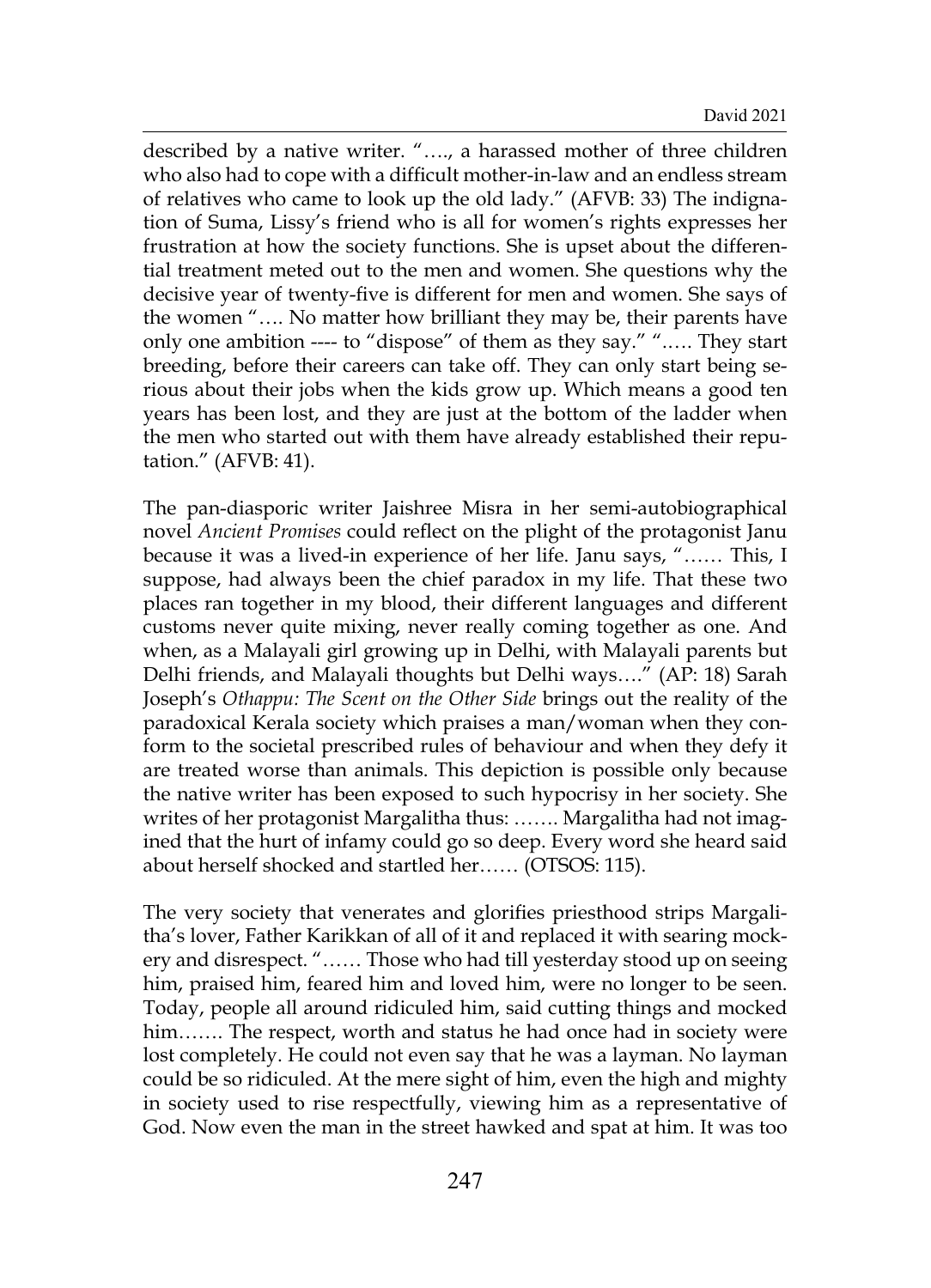described by a native writer. "…., a harassed mother of three children who also had to cope with a difficult mother-in-law and an endless stream of relatives who came to look up the old lady." (AFVB: 33) The indignation of Suma, Lissy's friend who is all for women's rights expresses her frustration at how the society functions. She is upset about the differential treatment meted out to the men and women. She questions why the decisive year of twenty-five is different for men and women. She says of the women "…. No matter how brilliant they may be, their parents have only one ambition ---- to "dispose" of them as they say." "….. They start breeding, before their careers can take off. They can only start being serious about their jobs when the kids grow up. Which means a good ten years has been lost, and they are just at the bottom of the ladder when the men who started out with them have already established their reputation." (AFVB: 41).

The pan-diasporic writer Jaishree Misra in her semi-autobiographical novel *Ancient Promises* could reflect on the plight of the protagonist Janu because it was a lived-in experience of her life. Janu says, "…… This, I suppose, had always been the chief paradox in my life. That these two places ran together in my blood, their different languages and different customs never quite mixing, never really coming together as one. And when, as a Malayali girl growing up in Delhi, with Malayali parents but Delhi friends, and Malayali thoughts but Delhi ways…." (AP: 18) Sarah Joseph's *Othappu: The Scent on the Other Side* brings out the reality of the paradoxical Kerala society which praises a man/woman when they conform to the societal prescribed rules of behaviour and when they defy it are treated worse than animals. This depiction is possible only because the native writer has been exposed to such hypocrisy in her society. She writes of her protagonist Margalitha thus: ……. Margalitha had not imagined that the hurt of infamy could go so deep. Every word she heard said about herself shocked and startled her…… (OTSOS: 115).

The very society that venerates and glorifies priesthood strips Margalitha's lover, Father Karikkan of all of it and replaced it with searing mockery and disrespect. "…… Those who had till yesterday stood up on seeing him, praised him, feared him and loved him, were no longer to be seen. Today, people all around ridiculed him, said cutting things and mocked him……. The respect, worth and status he had once had in society were lost completely. He could not even say that he was a layman. No layman could be so ridiculed. At the mere sight of him, even the high and mighty in society used to rise respectfully, viewing him as a representative of God. Now even the man in the street hawked and spat at him. It was too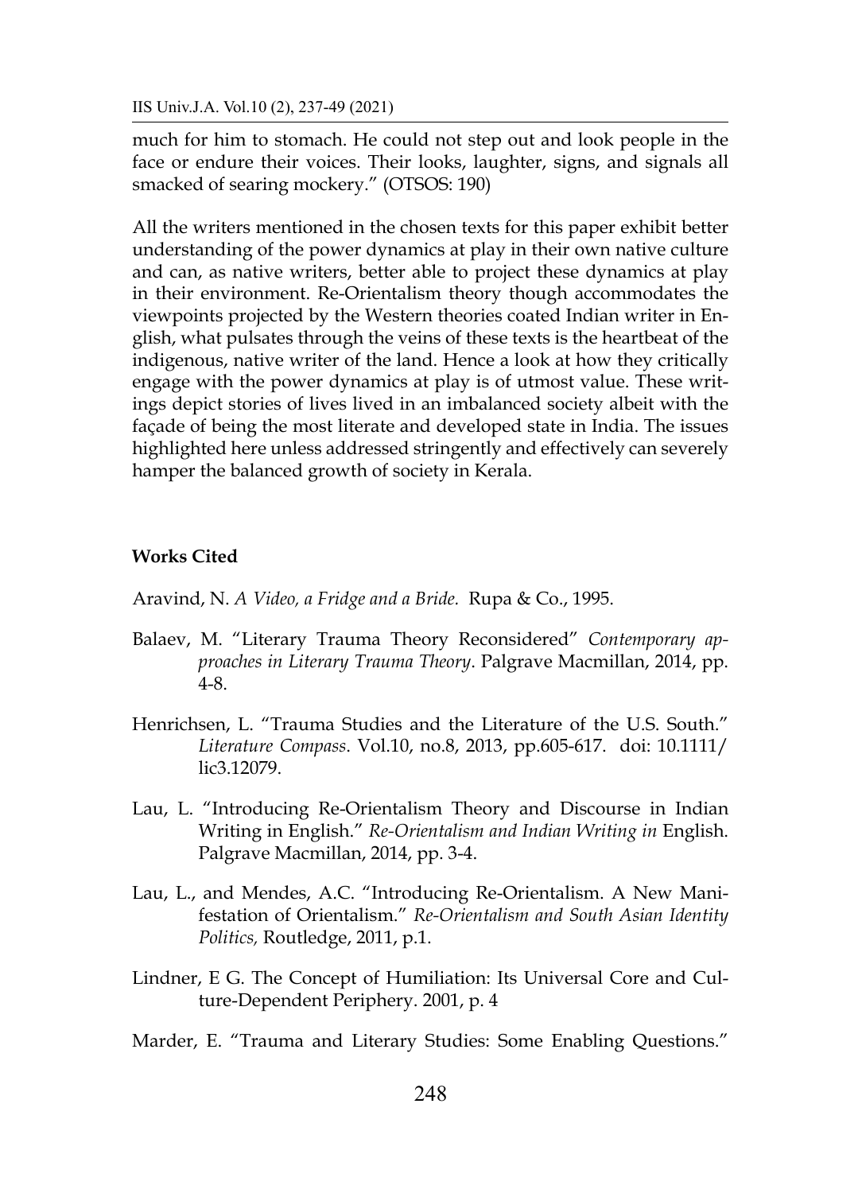much for him to stomach. He could not step out and look people in the face or endure their voices. Their looks, laughter, signs, and signals all smacked of searing mockery." (OTSOS: 190)

All the writers mentioned in the chosen texts for this paper exhibit better understanding of the power dynamics at play in their own native culture and can, as native writers, better able to project these dynamics at play in their environment. Re-Orientalism theory though accommodates the viewpoints projected by the Western theories coated Indian writer in English, what pulsates through the veins of these texts is the heartbeat of the indigenous, native writer of the land. Hence a look at how they critically engage with the power dynamics at play is of utmost value. These writings depict stories of lives lived in an imbalanced society albeit with the façade of being the most literate and developed state in India. The issues highlighted here unless addressed stringently and effectively can severely hamper the balanced growth of society in Kerala.

**Works Cited**

Aravind, N. *A Video, a Fridge and a Bride.* Rupa & Co., 1995.

Balaev, M. "Literary Trauma Theory Reconsidered" *Contemporary approaches in Literary Trauma Theory*. Palgrave Macmillan, 2014, pp. 4-8.

Henrichsen, L. "Trauma Studies and the Literature of the U.S. South." *Literature Compass*. Vol.10, no.8, 2013, pp.605-617. doi: 10.1111/lic3.12079.

Lau, L. "Introducing Re-Orientalism Theory and Discourse in Indian Writing in English." *Re-Orientalism and Indian Writing in* English. Palgrave Macmillan, 2014, pp. 3-4.

Lau, L., and Mendes, A.C. "Introducing Re-Orientalism. A New Manifestation of Orientalism." *Re-Orientalism and South Asian Identity Politics,* Routledge, 2011, p.1.

Lindner, E G. The Concept of Humiliation: Its Universal Core and Culture-Dependent Periphery. 2001, p. 4

Marder, E. "Trauma and Literary Studies: Some Enabling Questions."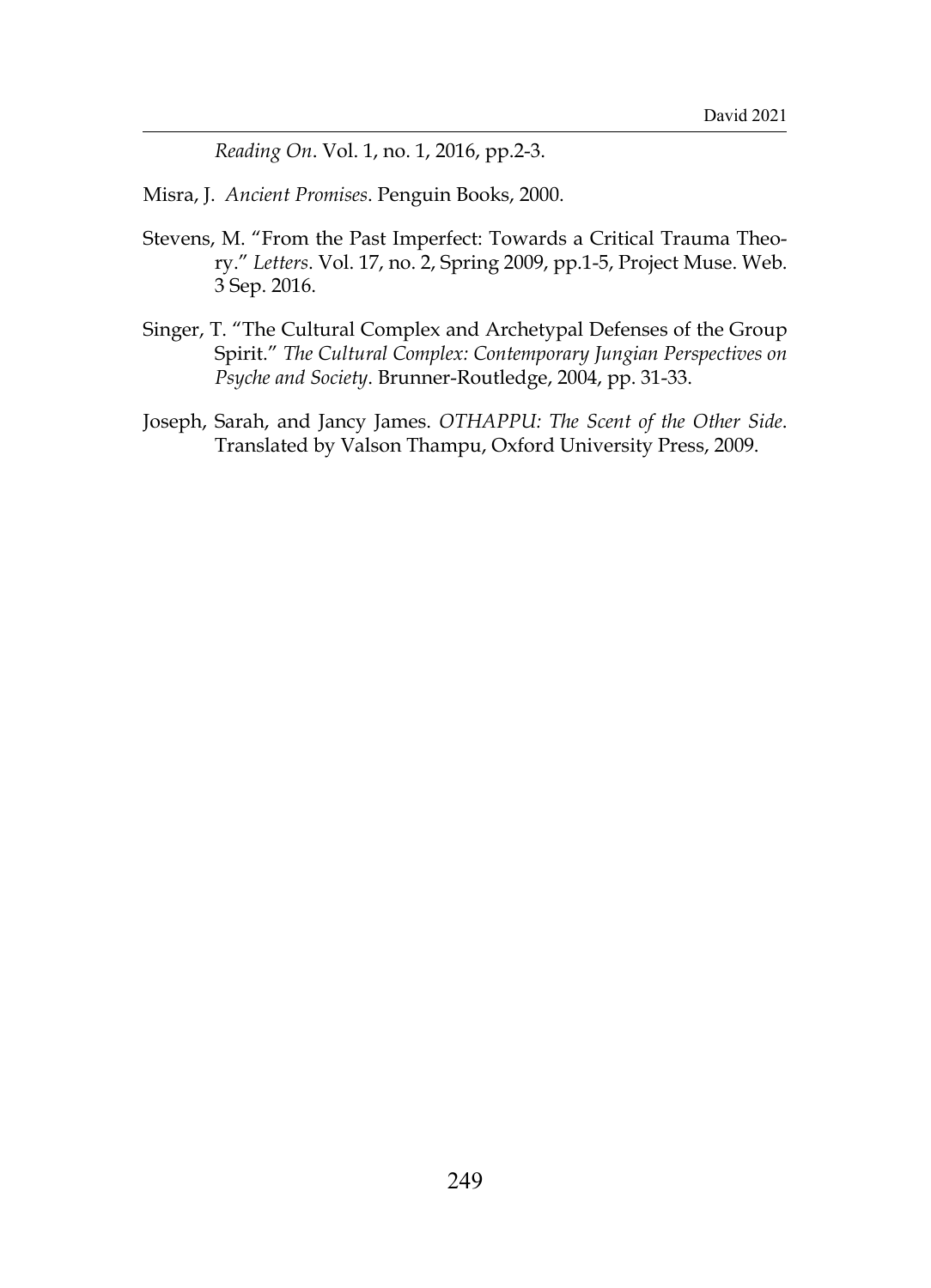*Reading On*. Vol. 1, no. 1, 2016, pp.2-3.

Misra, J. *Ancient Promises*. Penguin Books, 2000.

Stevens, M. "From the Past Imperfect: Towards a Critical Trauma Theory." *Letters*. Vol. 17, no. 2, Spring 2009, pp.1-5, Project Muse. Web. 3 Sep. 2016.

Singer, T. "The Cultural Complex and Archetypal Defenses of the Group Spirit." *The Cultural Complex: Contemporary Jungian Perspectives on Psyche and Society*. Brunner-Routledge, 2004, pp. 31-33.

Joseph, Sarah, and Jancy James. *OTHAPPU: The Scent of the Other Side*. Translated by Valson Thampu, Oxford University Press, 2009.